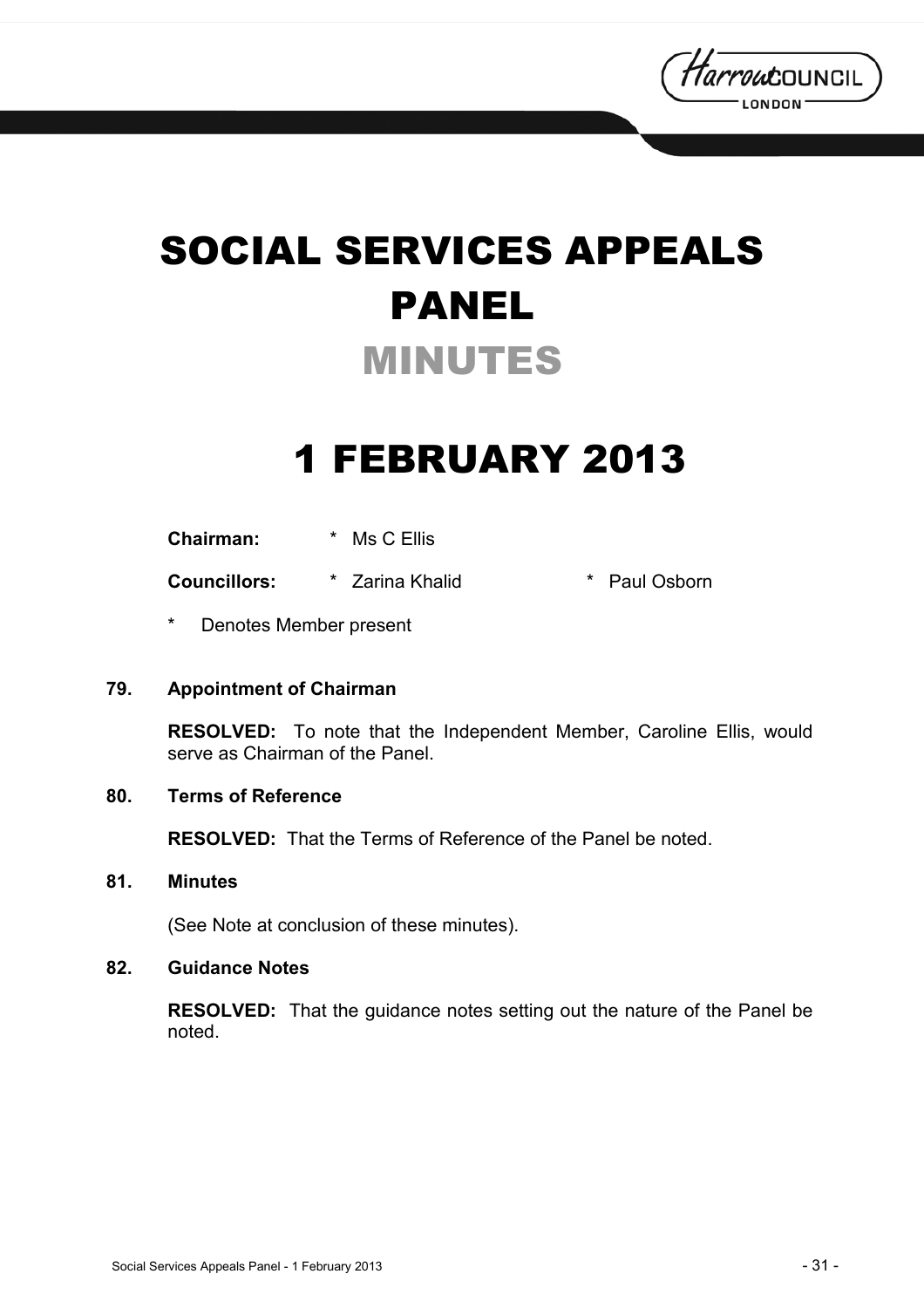# SOCIAL SERVICES APPEALS PANEL

## MINUTES

# 1 FEBRUARY 2013

**Chairman:** * Ms C Ellis

**Councillors:** * Zarina Khalid * Paul Osborn

\* Denotes Member present

### 79. Appointment of Chairman

**RESOLVED:** To note that the Independent Member, Caroline Ellis, would serve as Chairman of the Panel.

### 80. Terms of Reference

**RESOLVED:** That the Terms of Reference of the Panel be noted.

### 81. Minutes

(See Note at conclusion of these minutes).

### 82. Guidance Notes

**RESOLVED:** That the guidance notes setting out the nature of the Panel be noted.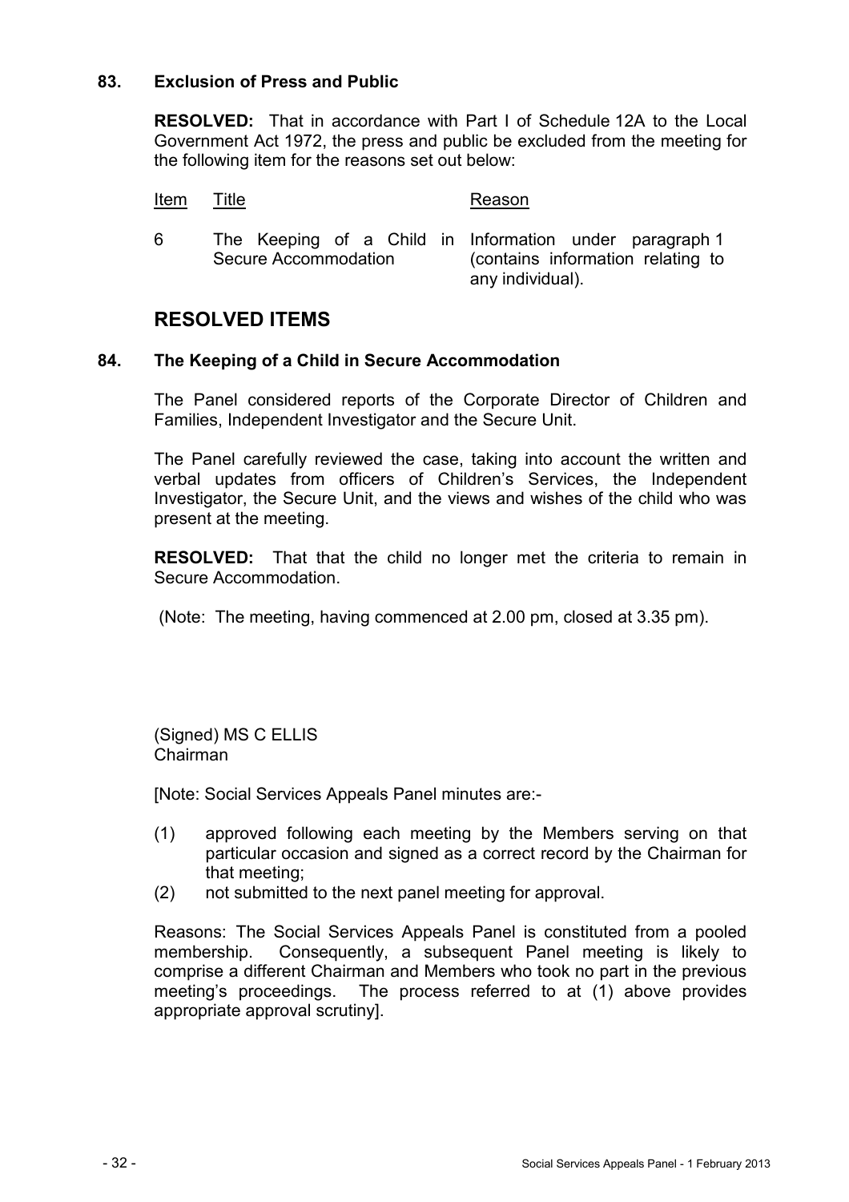### 83. Exclusion of Press and Public

**RESOLVED:** That in accordance with Part I of Schedule 12A to the Local Government Act 1972, the press and public be excluded from the meeting for the following item for the reasons set out below:

| Item | Title | Reason |
|---|---|---|
| 6 | The Keeping of a Child in Secure Accommodation | Information under paragraph 1 (contains information relating to any individual). |

## RESOLVED ITEMS

### 84. The Keeping of a Child in Secure Accommodation

The Panel considered reports of the Corporate Director of Children and Families, Independent Investigator and the Secure Unit.

The Panel carefully reviewed the case, taking into account the written and verbal updates from officers of Children's Services, the Independent Investigator, the Secure Unit, and the views and wishes of the child who was present at the meeting.

**RESOLVED:** That that the child no longer met the criteria to remain in Secure Accommodation.

(Note: The meeting, having commenced at 2.00 pm, closed at 3.35 pm).

(Signed) MS C ELLIS
Chairman

[Note: Social Services Appeals Panel minutes are:-

(1) approved following each meeting by the Members serving on that particular occasion and signed as a correct record by the Chairman for that meeting;
(2) not submitted to the next panel meeting for approval.

Reasons: The Social Services Appeals Panel is constituted from a pooled membership. Consequently, a subsequent Panel meeting is likely to comprise a different Chairman and Members who took no part in the previous meeting's proceedings. The process referred to at (1) above provides appropriate approval scrutiny].